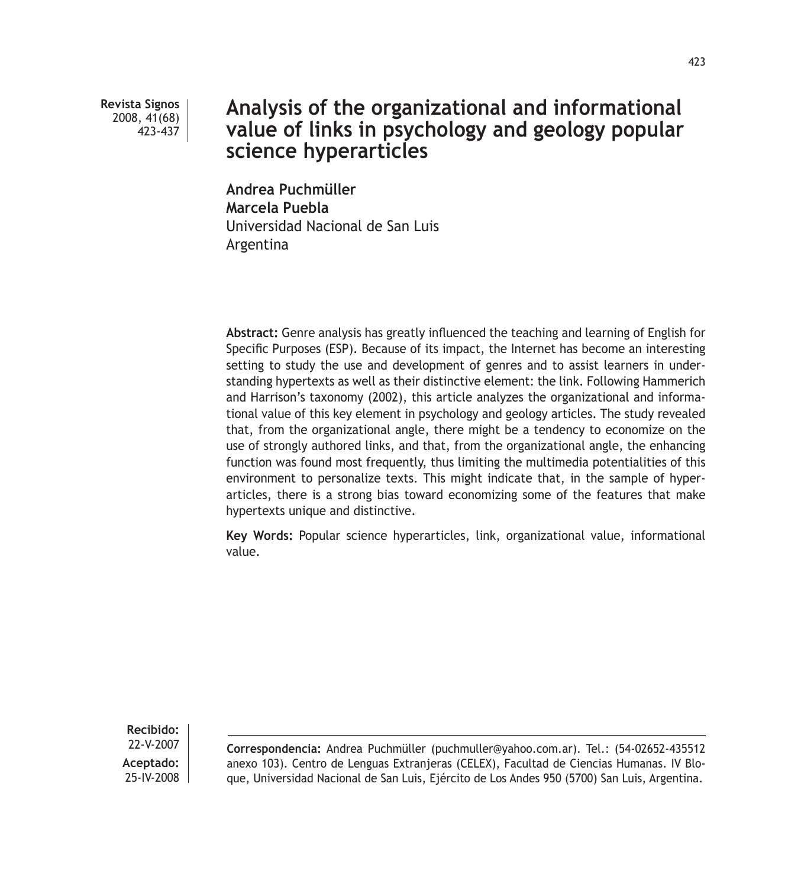# Analysis of the organizational and informational value of links in psychology and geology popular science hyperarticles

**Andrea Puchmüller**
**Marcela Puebla**
Universidad Nacional de San Luis
Argentina

**Abstract:** Genre analysis has greatly influenced the teaching and learning of English for Specific Purposes (ESP). Because of its impact, the Internet has become an interesting setting to study the use and development of genres and to assist learners in understanding hypertexts as well as their distinctive element: the link. Following Hammerich and Harrison's taxonomy (2002), this article analyzes the organizational and informational value of this key element in psychology and geology articles. The study revealed that, from the organizational angle, there might be a tendency to economize on the use of strongly authored links, and that, from the organizational angle, the enhancing function was found most frequently, thus limiting the multimedia potentialities of this environment to personalize texts. This might indicate that, in the sample of hyperarticles, there is a strong bias toward economizing some of the features that make hypertexts unique and distinctive.

**Key Words:** Popular science hyperarticles, link, organizational value, informational value.

**Recibido:** 22-V-2007
**Aceptado:** 25-IV-2008

**Correspondencia:** Andrea Puchmüller (puchmuller@yahoo.com.ar). Tel.: (54-02652-435512 anexo 103). Centro de Lenguas Extranjeras (CELEX), Facultad de Ciencias Humanas. IV Bloque, Universidad Nacional de San Luis, Ejército de Los Andes 950 (5700) San Luis, Argentina.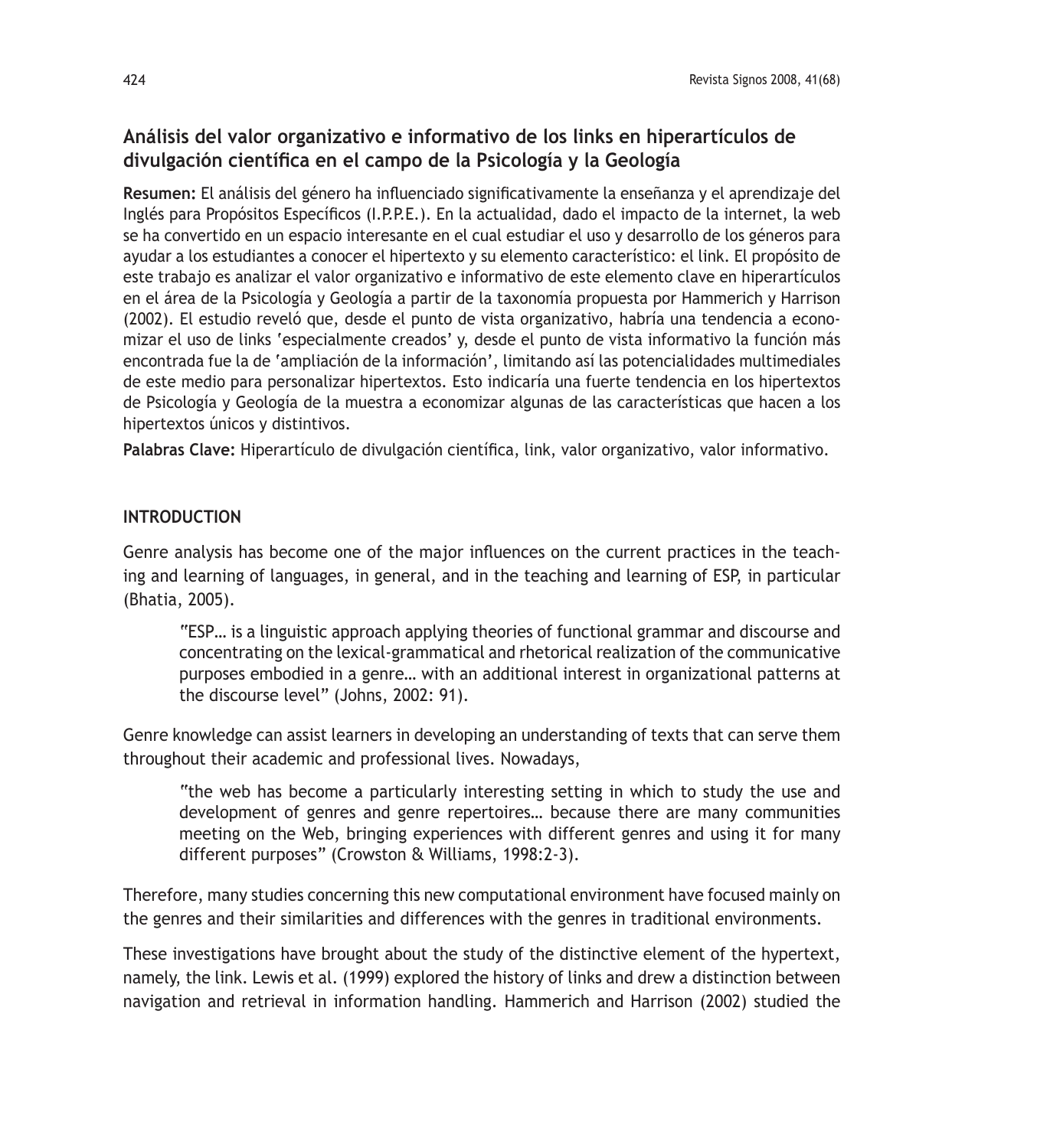## Análisis del valor organizativo e informativo de los links en hiperartículos de divulgación científica en el campo de la Psicología y la Geología

**Resumen:** El análisis del género ha influenciado significativamente la enseñanza y el aprendizaje del Inglés para Propósitos Específicos (I.P.P.E.). En la actualidad, dado el impacto de la internet, la web se ha convertido en un espacio interesante en el cual estudiar el uso y desarrollo de los géneros para ayudar a los estudiantes a conocer el hipertexto y su elemento característico: el link. El propósito de este trabajo es analizar el valor organizativo e informativo de este elemento clave en hiperartículos en el área de la Psicología y Geología a partir de la taxonomía propuesta por Hammerich y Harrison (2002). El estudio reveló que, desde el punto de vista organizativo, habría una tendencia a economizar el uso de links 'especialmente creados' y, desde el punto de vista informativo la función más encontrada fue la de 'ampliación de la información', limitando así las potencialidades multimediales de este medio para personalizar hipertextos. Esto indicaría una fuerte tendencia en los hipertextos de Psicología y Geología de la muestra a economizar algunas de las características que hacen a los hipertextos únicos y distintivos.

**Palabras Clave:** Hiperartículo de divulgación científica, link, valor organizativo, valor informativo.

## INTRODUCTION

Genre analysis has become one of the major influences on the current practices in the teaching and learning of languages, in general, and in the teaching and learning of ESP, in particular (Bhatia, 2005).

> "ESP… is a linguistic approach applying theories of functional grammar and discourse and concentrating on the lexical-grammatical and rhetorical realization of the communicative purposes embodied in a genre… with an additional interest in organizational patterns at the discourse level" (Johns, 2002: 91).

Genre knowledge can assist learners in developing an understanding of texts that can serve them throughout their academic and professional lives. Nowadays,

> "the web has become a particularly interesting setting in which to study the use and development of genres and genre repertoires… because there are many communities meeting on the Web, bringing experiences with different genres and using it for many different purposes" (Crowston & Williams, 1998:2-3).

Therefore, many studies concerning this new computational environment have focused mainly on the genres and their similarities and differences with the genres in traditional environments.

These investigations have brought about the study of the distinctive element of the hypertext, namely, the link. Lewis et al. (1999) explored the history of links and drew a distinction between navigation and retrieval in information handling. Hammerich and Harrison (2002) studied the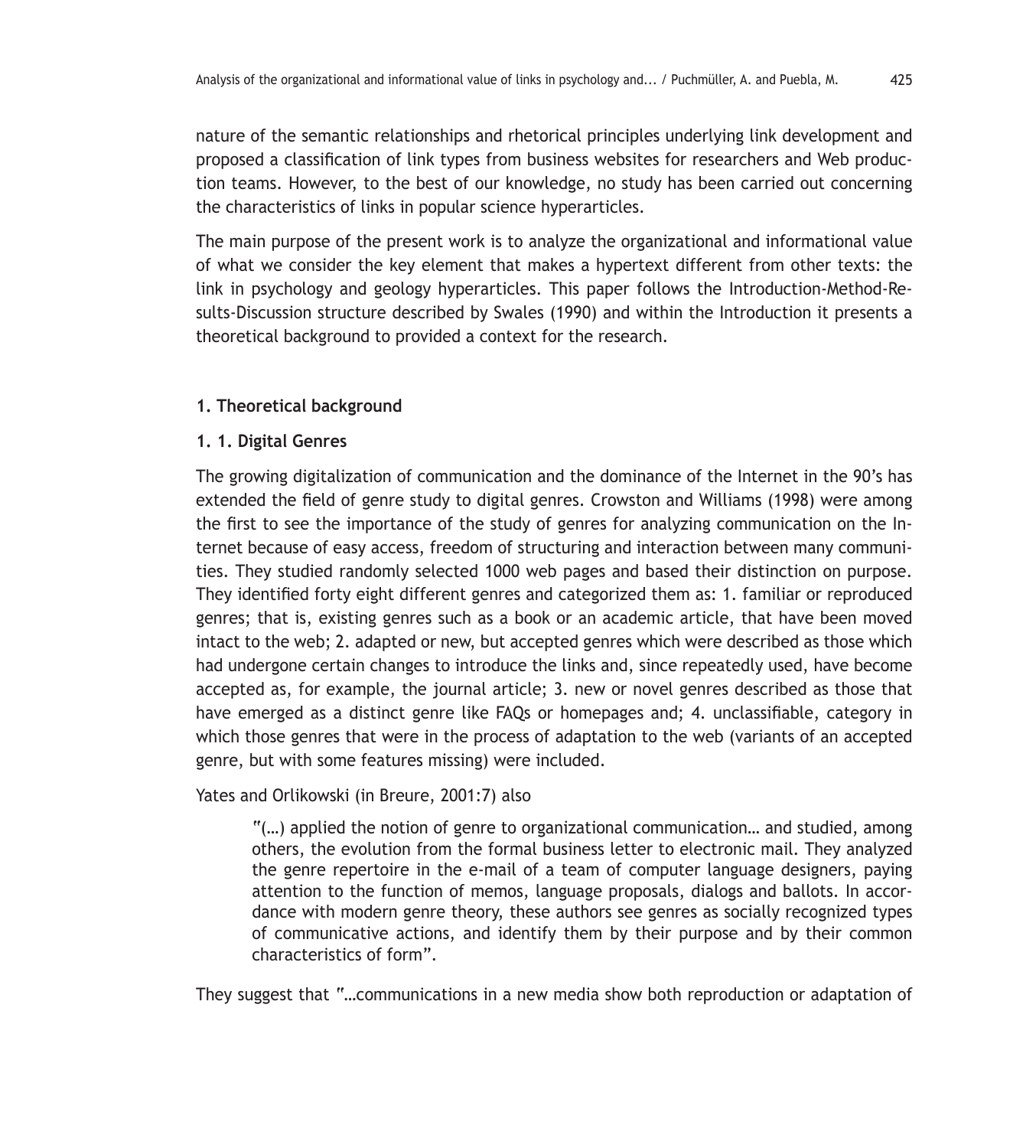nature of the semantic relationships and rhetorical principles underlying link development and proposed a classification of link types from business websites for researchers and Web production teams. However, to the best of our knowledge, no study has been carried out concerning the characteristics of links in popular science hyperarticles.

The main purpose of the present work is to analyze the organizational and informational value of what we consider the key element that makes a hypertext different from other texts: the link in psychology and geology hyperarticles. This paper follows the Introduction-Method-Results-Discussion structure described by Swales (1990) and within the Introduction it presents a theoretical background to provided a context for the research.

## 1. Theoretical background

### 1. 1. Digital Genres

The growing digitalization of communication and the dominance of the Internet in the 90's has extended the field of genre study to digital genres. Crowston and Williams (1998) were among the first to see the importance of the study of genres for analyzing communication on the Internet because of easy access, freedom of structuring and interaction between many communities. They studied randomly selected 1000 web pages and based their distinction on purpose. They identified forty eight different genres and categorized them as: 1. familiar or reproduced genres; that is, existing genres such as a book or an academic article, that have been moved intact to the web; 2. adapted or new, but accepted genres which were described as those which had undergone certain changes to introduce the links and, since repeatedly used, have become accepted as, for example, the journal article; 3. new or novel genres described as those that have emerged as a distinct genre like FAQs or homepages and; 4. unclassifiable, category in which those genres that were in the process of adaptation to the web (variants of an accepted genre, but with some features missing) were included.

Yates and Orlikowski (in Breure, 2001:7) also

> "(…) applied the notion of genre to organizational communication… and studied, among others, the evolution from the formal business letter to electronic mail. They analyzed the genre repertoire in the e-mail of a team of computer language designers, paying attention to the function of memos, language proposals, dialogs and ballots. In accordance with modern genre theory, these authors see genres as socially recognized types of communicative actions, and identify them by their purpose and by their common characteristics of form".

They suggest that "…communications in a new media show both reproduction or adaptation of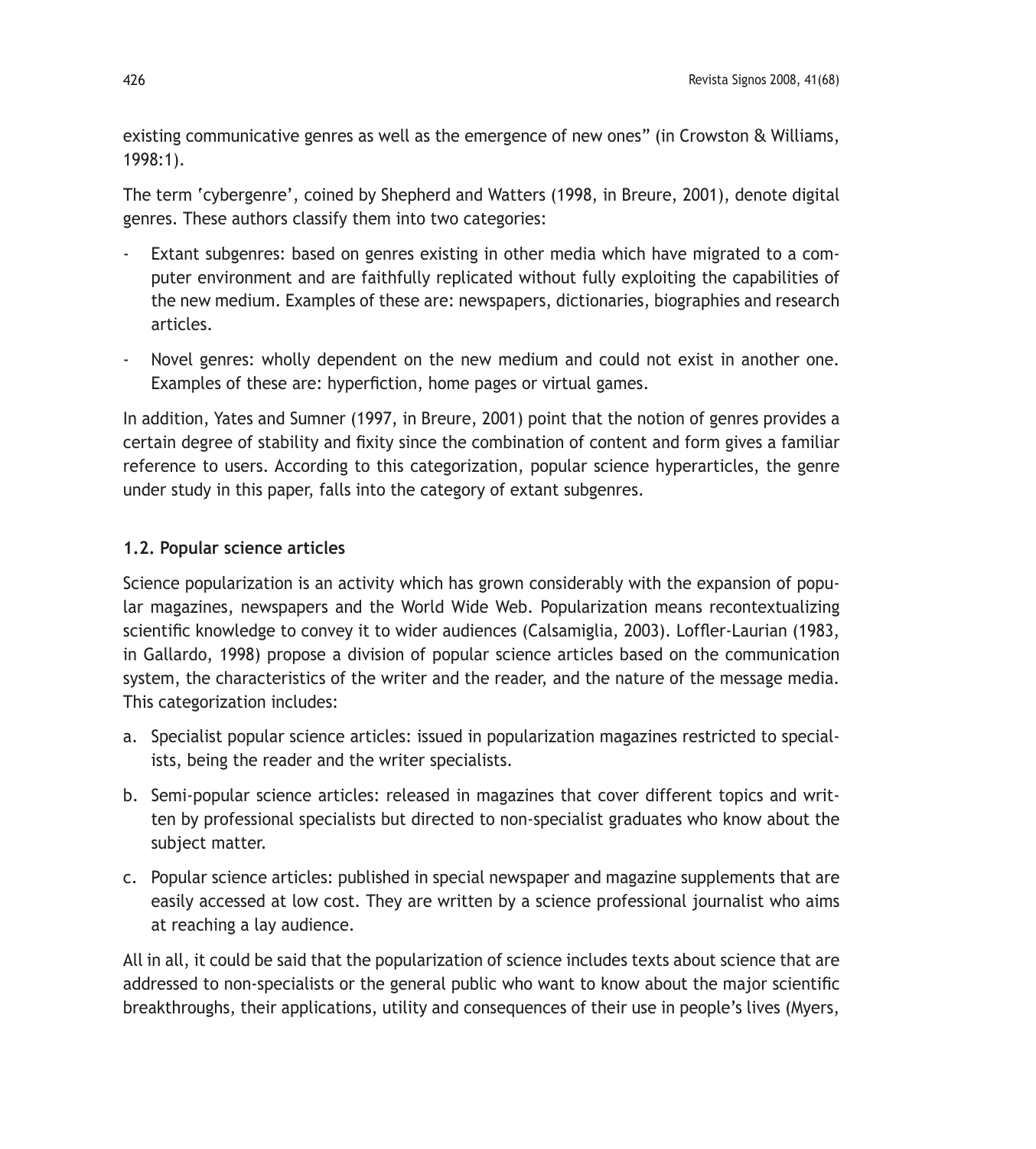existing communicative genres as well as the emergence of new ones" (in Crowston & Williams, 1998:1).

The term 'cybergenre', coined by Shepherd and Watters (1998, in Breure, 2001), denote digital genres. These authors classify them into two categories:

- Extant subgenres: based on genres existing in other media which have migrated to a computer environment and are faithfully replicated without fully exploiting the capabilities of the new medium. Examples of these are: newspapers, dictionaries, biographies and research articles.
- Novel genres: wholly dependent on the new medium and could not exist in another one. Examples of these are: hyperfiction, home pages or virtual games.

In addition, Yates and Sumner (1997, in Breure, 2001) point that the notion of genres provides a certain degree of stability and fixity since the combination of content and form gives a familiar reference to users. According to this categorization, popular science hyperarticles, the genre under study in this paper, falls into the category of extant subgenres.

### 1.2. Popular science articles

Science popularization is an activity which has grown considerably with the expansion of popular magazines, newspapers and the World Wide Web. Popularization means recontextualizing scientific knowledge to convey it to wider audiences (Calsamiglia, 2003). Loffler-Laurian (1983, in Gallardo, 1998) propose a division of popular science articles based on the communication system, the characteristics of the writer and the reader, and the nature of the message media. This categorization includes:

a. Specialist popular science articles: issued in popularization magazines restricted to specialists, being the reader and the writer specialists.
b. Semi-popular science articles: released in magazines that cover different topics and written by professional specialists but directed to non-specialist graduates who know about the subject matter.
c. Popular science articles: published in special newspaper and magazine supplements that are easily accessed at low cost. They are written by a science professional journalist who aims at reaching a lay audience.

All in all, it could be said that the popularization of science includes texts about science that are addressed to non-specialists or the general public who want to know about the major scientific breakthroughs, their applications, utility and consequences of their use in people's lives (Myers,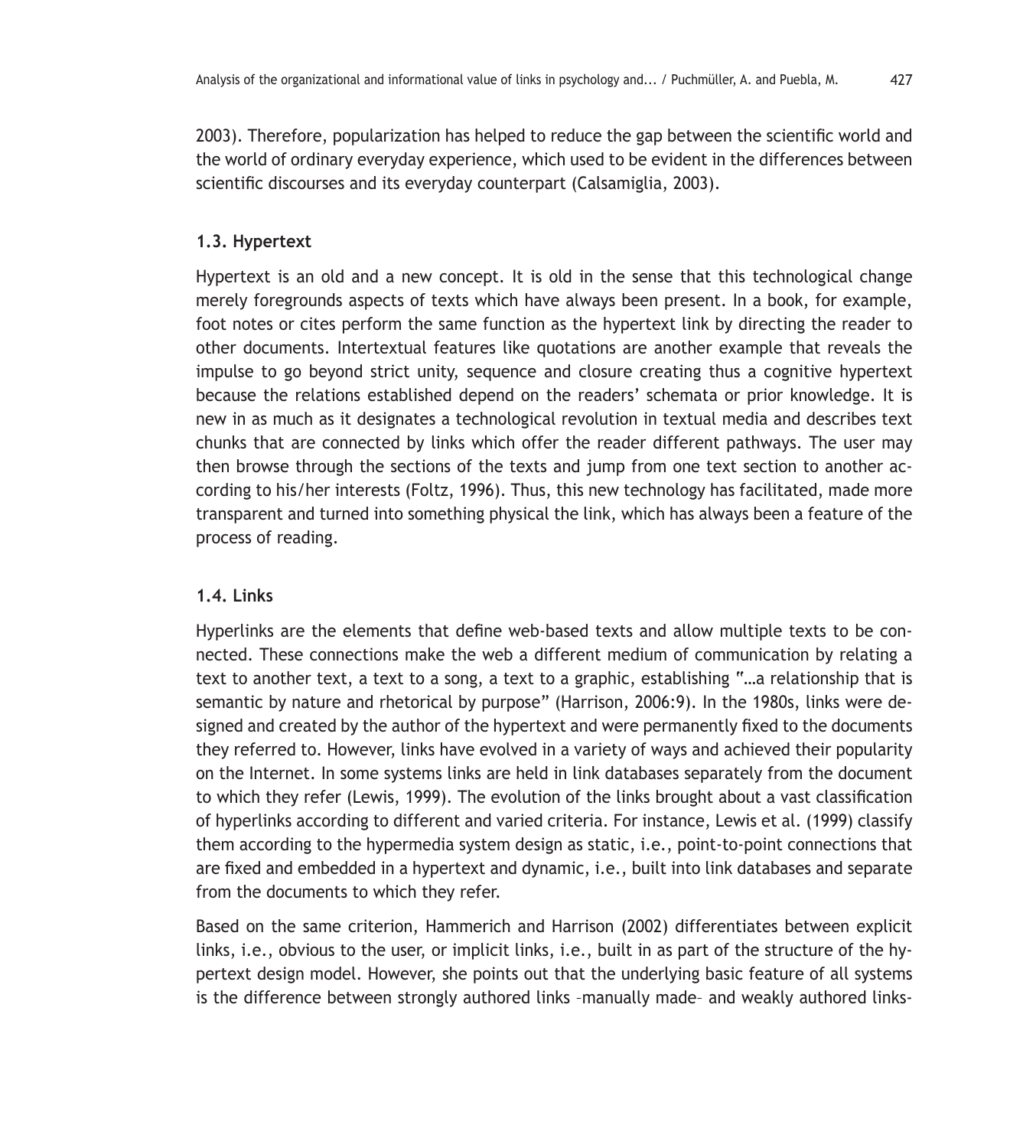2003). Therefore, popularization has helped to reduce the gap between the scientific world and the world of ordinary everyday experience, which used to be evident in the differences between scientific discourses and its everyday counterpart (Calsamiglia, 2003).

### 1.3. Hypertext

Hypertext is an old and a new concept. It is old in the sense that this technological change merely foregrounds aspects of texts which have always been present. In a book, for example, foot notes or cites perform the same function as the hypertext link by directing the reader to other documents. Intertextual features like quotations are another example that reveals the impulse to go beyond strict unity, sequence and closure creating thus a cognitive hypertext because the relations established depend on the readers' schemata or prior knowledge. It is new in as much as it designates a technological revolution in textual media and describes text chunks that are connected by links which offer the reader different pathways. The user may then browse through the sections of the texts and jump from one text section to another according to his/her interests (Foltz, 1996). Thus, this new technology has facilitated, made more transparent and turned into something physical the link, which has always been a feature of the process of reading.

### 1.4. Links

Hyperlinks are the elements that define web-based texts and allow multiple texts to be connected. These connections make the web a different medium of communication by relating a text to another text, a text to a song, a text to a graphic, establishing "…a relationship that is semantic by nature and rhetorical by purpose" (Harrison, 2006:9). In the 1980s, links were designed and created by the author of the hypertext and were permanently fixed to the documents they referred to. However, links have evolved in a variety of ways and achieved their popularity on the Internet. In some systems links are held in link databases separately from the document to which they refer (Lewis, 1999). The evolution of the links brought about a vast classification of hyperlinks according to different and varied criteria. For instance, Lewis et al. (1999) classify them according to the hypermedia system design as static, i.e., point-to-point connections that are fixed and embedded in a hypertext and dynamic, i.e., built into link databases and separate from the documents to which they refer.

Based on the same criterion, Hammerich and Harrison (2002) differentiates between explicit links, i.e., obvious to the user, or implicit links, i.e., built in as part of the structure of the hypertext design model. However, she points out that the underlying basic feature of all systems is the difference between strongly authored links –manually made– and weakly authored links-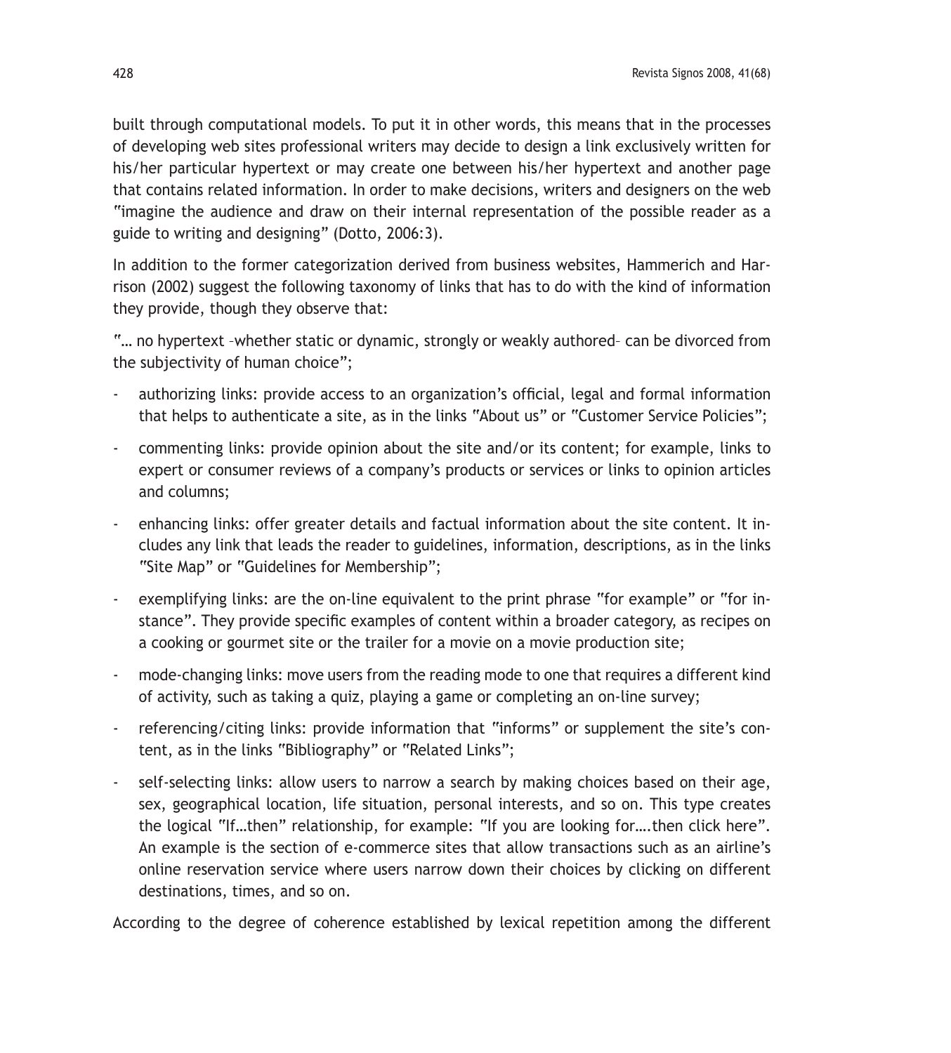built through computational models. To put it in other words, this means that in the processes of developing web sites professional writers may decide to design a link exclusively written for his/her particular hypertext or may create one between his/her hypertext and another page that contains related information. In order to make decisions, writers and designers on the web "imagine the audience and draw on their internal representation of the possible reader as a guide to writing and designing" (Dotto, 2006:3).

In addition to the former categorization derived from business websites, Hammerich and Harrison (2002) suggest the following taxonomy of links that has to do with the kind of information they provide, though they observe that:

"… no hypertext –whether static or dynamic, strongly or weakly authored– can be divorced from the subjectivity of human choice";

- authorizing links: provide access to an organization's official, legal and formal information that helps to authenticate a site, as in the links "About us" or "Customer Service Policies";
- commenting links: provide opinion about the site and/or its content; for example, links to expert or consumer reviews of a company's products or services or links to opinion articles and columns;
- enhancing links: offer greater details and factual information about the site content. It includes any link that leads the reader to guidelines, information, descriptions, as in the links "Site Map" or "Guidelines for Membership";
- exemplifying links: are the on-line equivalent to the print phrase "for example" or "for instance". They provide specific examples of content within a broader category, as recipes on a cooking or gourmet site or the trailer for a movie on a movie production site;
- mode-changing links: move users from the reading mode to one that requires a different kind of activity, such as taking a quiz, playing a game or completing an on-line survey;
- referencing/citing links: provide information that "informs" or supplement the site's content, as in the links "Bibliography" or "Related Links";
- self-selecting links: allow users to narrow a search by making choices based on their age, sex, geographical location, life situation, personal interests, and so on. This type creates the logical "If…then" relationship, for example: "If you are looking for….then click here". An example is the section of e-commerce sites that allow transactions such as an airline's online reservation service where users narrow down their choices by clicking on different destinations, times, and so on.

According to the degree of coherence established by lexical repetition among the different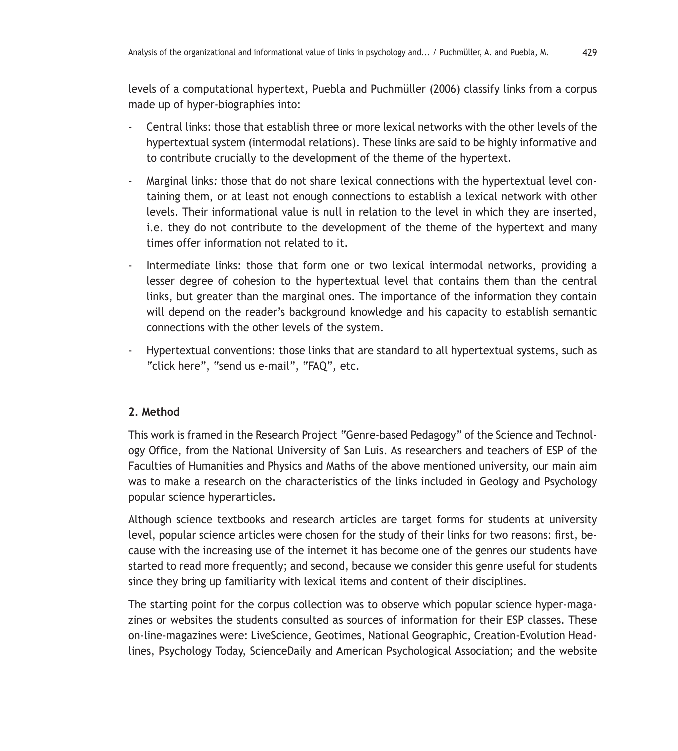levels of a computational hypertext, Puebla and Puchmüller (2006) classify links from a corpus made up of hyper-biographies into:

- Central links: those that establish three or more lexical networks with the other levels of the hypertextual system (intermodal relations). These links are said to be highly informative and to contribute crucially to the development of the theme of the hypertext.
- Marginal links: those that do not share lexical connections with the hypertextual level containing them, or at least not enough connections to establish a lexical network with other levels. Their informational value is null in relation to the level in which they are inserted, i.e. they do not contribute to the development of the theme of the hypertext and many times offer information not related to it.
- Intermediate links: those that form one or two lexical intermodal networks, providing a lesser degree of cohesion to the hypertextual level that contains them than the central links, but greater than the marginal ones. The importance of the information they contain will depend on the reader's background knowledge and his capacity to establish semantic connections with the other levels of the system.
- Hypertextual conventions: those links that are standard to all hypertextual systems, such as "click here", "send us e-mail", "FAQ", etc.

## 2. Method

This work is framed in the Research Project "Genre-based Pedagogy" of the Science and Technology Office, from the National University of San Luis. As researchers and teachers of ESP of the Faculties of Humanities and Physics and Maths of the above mentioned university, our main aim was to make a research on the characteristics of the links included in Geology and Psychology popular science hyperarticles.

Although science textbooks and research articles are target forms for students at university level, popular science articles were chosen for the study of their links for two reasons: first, because with the increasing use of the internet it has become one of the genres our students have started to read more frequently; and second, because we consider this genre useful for students since they bring up familiarity with lexical items and content of their disciplines.

The starting point for the corpus collection was to observe which popular science hyper-magazines or websites the students consulted as sources of information for their ESP classes. These on-line-magazines were: LiveScience, Geotimes, National Geographic, Creation-Evolution Headlines, Psychology Today, ScienceDaily and American Psychological Association; and the website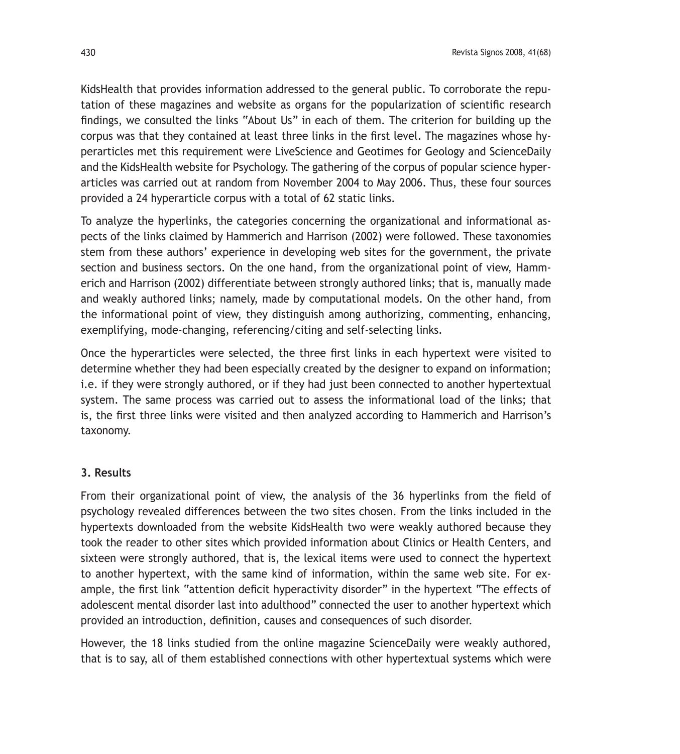KidsHealth that provides information addressed to the general public. To corroborate the reputation of these magazines and website as organs for the popularization of scientific research findings, we consulted the links "About Us" in each of them. The criterion for building up the corpus was that they contained at least three links in the first level. The magazines whose hyperarticles met this requirement were LiveScience and Geotimes for Geology and ScienceDaily and the KidsHealth website for Psychology. The gathering of the corpus of popular science hyperarticles was carried out at random from November 2004 to May 2006. Thus, these four sources provided a 24 hyperarticle corpus with a total of 62 static links.

To analyze the hyperlinks, the categories concerning the organizational and informational aspects of the links claimed by Hammerich and Harrison (2002) were followed. These taxonomies stem from these authors' experience in developing web sites for the government, the private section and business sectors. On the one hand, from the organizational point of view, Hammerich and Harrison (2002) differentiate between strongly authored links; that is, manually made and weakly authored links; namely, made by computational models. On the other hand, from the informational point of view, they distinguish among authorizing, commenting, enhancing, exemplifying, mode-changing, referencing/citing and self-selecting links.

Once the hyperarticles were selected, the three first links in each hypertext were visited to determine whether they had been especially created by the designer to expand on information; i.e. if they were strongly authored, or if they had just been connected to another hypertextual system. The same process was carried out to assess the informational load of the links; that is, the first three links were visited and then analyzed according to Hammerich and Harrison's taxonomy.

### 3. Results

From their organizational point of view, the analysis of the 36 hyperlinks from the field of psychology revealed differences between the two sites chosen. From the links included in the hypertexts downloaded from the website KidsHealth two were weakly authored because they took the reader to other sites which provided information about Clinics or Health Centers, and sixteen were strongly authored, that is, the lexical items were used to connect the hypertext to another hypertext, with the same kind of information, within the same web site. For example, the first link "attention deficit hyperactivity disorder" in the hypertext "The effects of adolescent mental disorder last into adulthood" connected the user to another hypertext which provided an introduction, definition, causes and consequences of such disorder.

However, the 18 links studied from the online magazine ScienceDaily were weakly authored, that is to say, all of them established connections with other hypertextual systems which were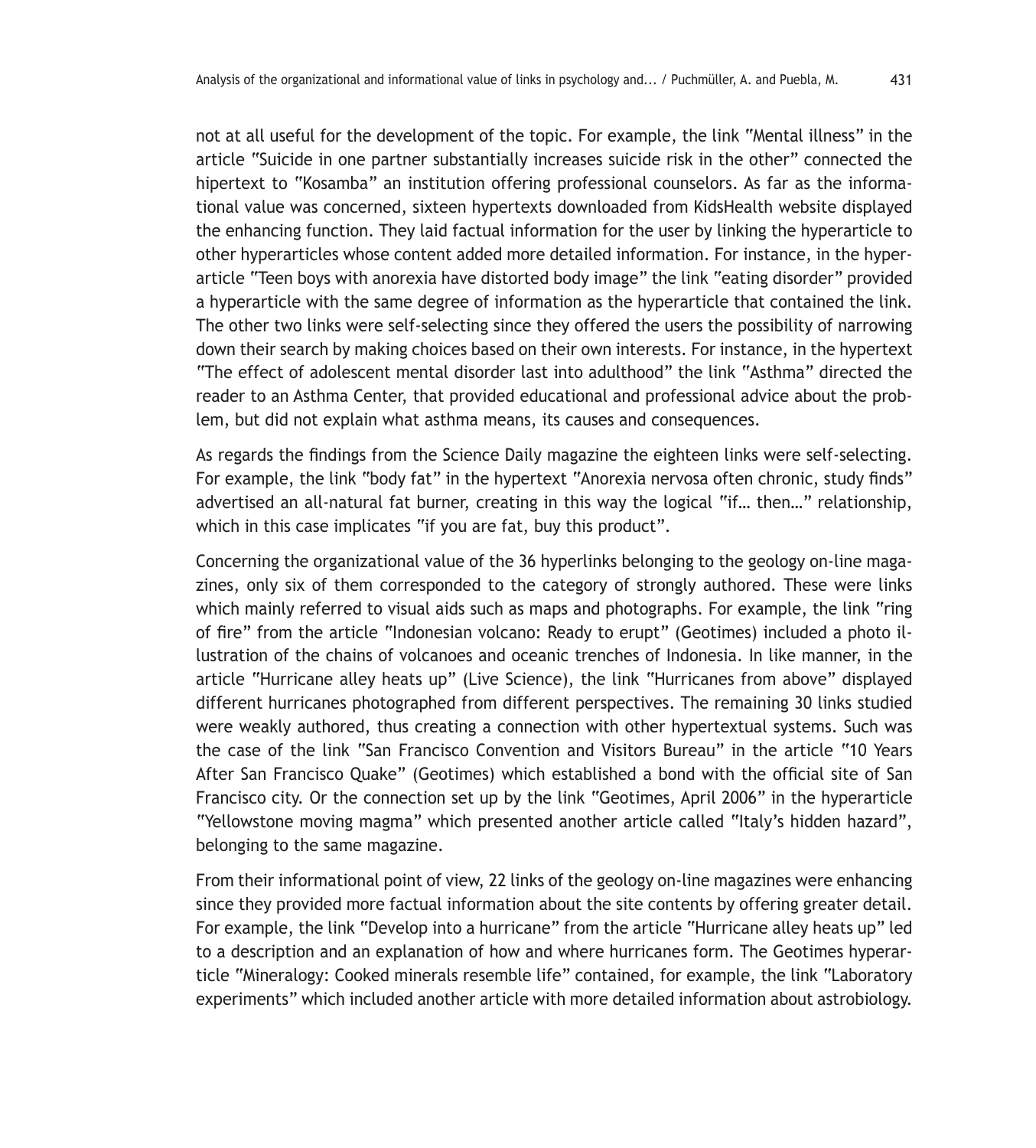not at all useful for the development of the topic. For example, the link "Mental illness" in the article "Suicide in one partner substantially increases suicide risk in the other" connected the hipertext to "Kosamba" an institution offering professional counselors. As far as the informational value was concerned, sixteen hypertexts downloaded from KidsHealth website displayed the enhancing function. They laid factual information for the user by linking the hyperarticle to other hyperarticles whose content added more detailed information. For instance, in the hyperarticle "Teen boys with anorexia have distorted body image" the link "eating disorder" provided a hyperarticle with the same degree of information as the hyperarticle that contained the link. The other two links were self-selecting since they offered the users the possibility of narrowing down their search by making choices based on their own interests. For instance, in the hypertext "The effect of adolescent mental disorder last into adulthood" the link "Asthma" directed the reader to an Asthma Center, that provided educational and professional advice about the problem, but did not explain what asthma means, its causes and consequences.

As regards the findings from the Science Daily magazine the eighteen links were self-selecting. For example, the link "body fat" in the hypertext "Anorexia nervosa often chronic, study finds" advertised an all-natural fat burner, creating in this way the logical "if… then…" relationship, which in this case implicates "if you are fat, buy this product".

Concerning the organizational value of the 36 hyperlinks belonging to the geology on-line magazines, only six of them corresponded to the category of strongly authored. These were links which mainly referred to visual aids such as maps and photographs. For example, the link "ring of fire" from the article "Indonesian volcano: Ready to erupt" (Geotimes) included a photo illustration of the chains of volcanoes and oceanic trenches of Indonesia. In like manner, in the article "Hurricane alley heats up" (Live Science), the link "Hurricanes from above" displayed different hurricanes photographed from different perspectives. The remaining 30 links studied were weakly authored, thus creating a connection with other hypertextual systems. Such was the case of the link "San Francisco Convention and Visitors Bureau" in the article "10 Years After San Francisco Quake" (Geotimes) which established a bond with the official site of San Francisco city. Or the connection set up by the link "Geotimes, April 2006" in the hyperarticle "Yellowstone moving magma" which presented another article called "Italy's hidden hazard", belonging to the same magazine.

From their informational point of view, 22 links of the geology on-line magazines were enhancing since they provided more factual information about the site contents by offering greater detail. For example, the link "Develop into a hurricane" from the article "Hurricane alley heats up" led to a description and an explanation of how and where hurricanes form. The Geotimes hyperarticle "Mineralogy: Cooked minerals resemble life" contained, for example, the link "Laboratory experiments" which included another article with more detailed information about astrobiology.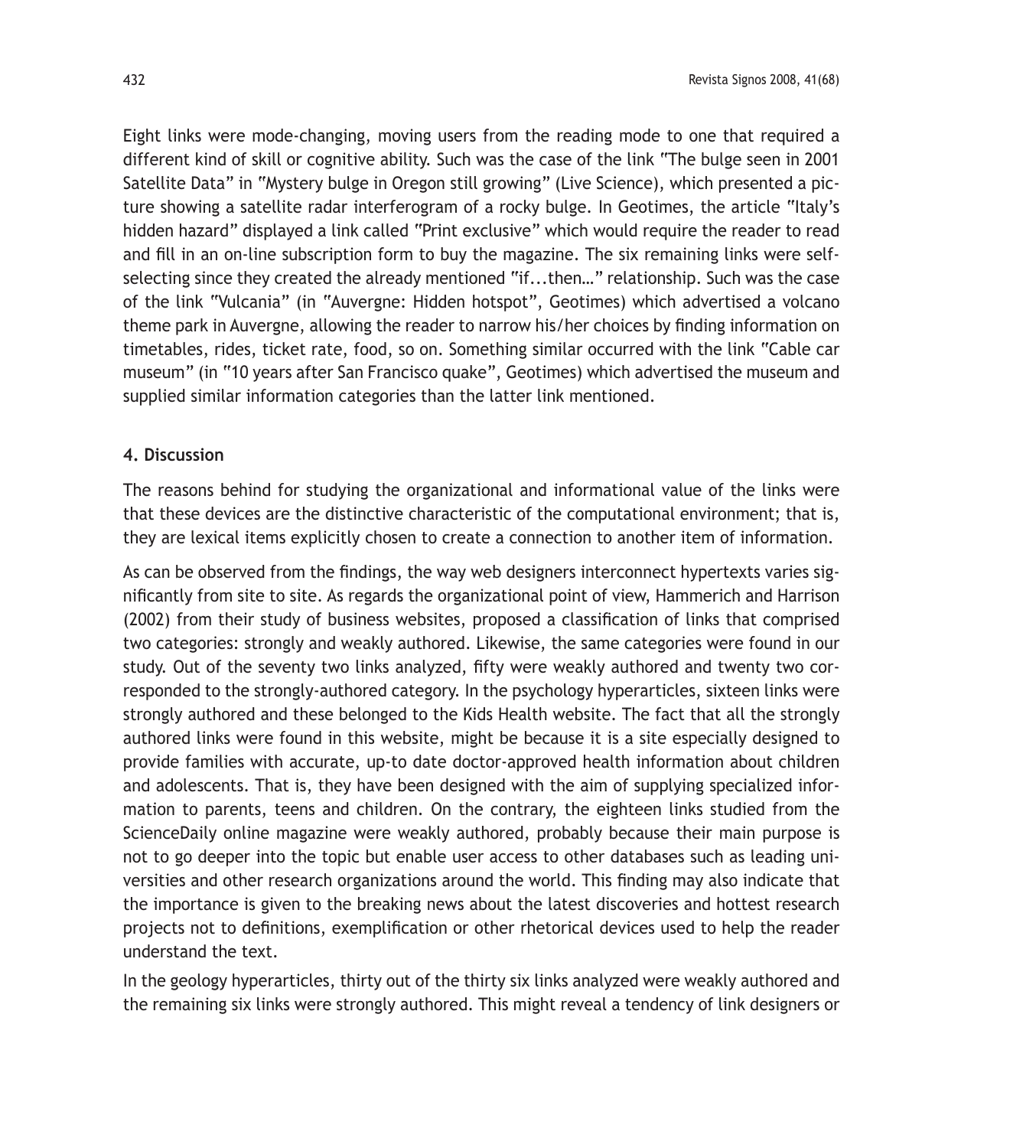Eight links were mode-changing, moving users from the reading mode to one that required a different kind of skill or cognitive ability. Such was the case of the link "The bulge seen in 2001 Satellite Data" in "Mystery bulge in Oregon still growing" (Live Science), which presented a picture showing a satellite radar interferogram of a rocky bulge. In Geotimes, the article "Italy's hidden hazard" displayed a link called "Print exclusive" which would require the reader to read and fill in an on-line subscription form to buy the magazine. The six remaining links were self-selecting since they created the already mentioned "if...then…" relationship. Such was the case of the link "Vulcania" (in "Auvergne: Hidden hotspot", Geotimes) which advertised a volcano theme park in Auvergne, allowing the reader to narrow his/her choices by finding information on timetables, rides, ticket rate, food, so on. Something similar occurred with the link "Cable car museum" (in "10 years after San Francisco quake", Geotimes) which advertised the museum and supplied similar information categories than the latter link mentioned.

## 4. Discussion

The reasons behind for studying the organizational and informational value of the links were that these devices are the distinctive characteristic of the computational environment; that is, they are lexical items explicitly chosen to create a connection to another item of information.

As can be observed from the findings, the way web designers interconnect hypertexts varies significantly from site to site. As regards the organizational point of view, Hammerich and Harrison (2002) from their study of business websites, proposed a classification of links that comprised two categories: strongly and weakly authored. Likewise, the same categories were found in our study. Out of the seventy two links analyzed, fifty were weakly authored and twenty two corresponded to the strongly-authored category. In the psychology hyperarticles, sixteen links were strongly authored and these belonged to the Kids Health website. The fact that all the strongly authored links were found in this website, might be because it is a site especially designed to provide families with accurate, up-to date doctor-approved health information about children and adolescents. That is, they have been designed with the aim of supplying specialized information to parents, teens and children. On the contrary, the eighteen links studied from the ScienceDaily online magazine were weakly authored, probably because their main purpose is not to go deeper into the topic but enable user access to other databases such as leading universities and other research organizations around the world. This finding may also indicate that the importance is given to the breaking news about the latest discoveries and hottest research projects not to definitions, exemplification or other rhetorical devices used to help the reader understand the text.

In the geology hyperarticles, thirty out of the thirty six links analyzed were weakly authored and the remaining six links were strongly authored. This might reveal a tendency of link designers or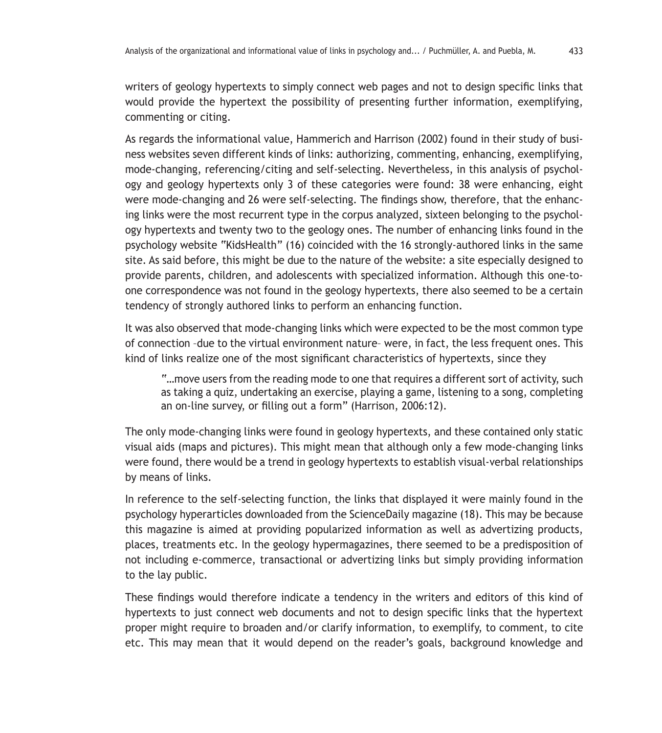writers of geology hypertexts to simply connect web pages and not to design specific links that would provide the hypertext the possibility of presenting further information, exemplifying, commenting or citing.

As regards the informational value, Hammerich and Harrison (2002) found in their study of business websites seven different kinds of links: authorizing, commenting, enhancing, exemplifying, mode-changing, referencing/citing and self-selecting. Nevertheless, in this analysis of psychology and geology hypertexts only 3 of these categories were found: 38 were enhancing, eight were mode-changing and 26 were self-selecting. The findings show, therefore, that the enhancing links were the most recurrent type in the corpus analyzed, sixteen belonging to the psychology hypertexts and twenty two to the geology ones. The number of enhancing links found in the psychology website "KidsHealth" (16) coincided with the 16 strongly-authored links in the same site. As said before, this might be due to the nature of the website: a site especially designed to provide parents, children, and adolescents with specialized information. Although this one-to-one correspondence was not found in the geology hypertexts, there also seemed to be a certain tendency of strongly authored links to perform an enhancing function.

It was also observed that mode-changing links which were expected to be the most common type of connection –due to the virtual environment nature– were, in fact, the less frequent ones. This kind of links realize one of the most significant characteristics of hypertexts, since they

> "…move users from the reading mode to one that requires a different sort of activity, such as taking a quiz, undertaking an exercise, playing a game, listening to a song, completing an on-line survey, or filling out a form" (Harrison, 2006:12).

The only mode-changing links were found in geology hypertexts, and these contained only static visual aids (maps and pictures). This might mean that although only a few mode-changing links were found, there would be a trend in geology hypertexts to establish visual-verbal relationships by means of links.

In reference to the self-selecting function, the links that displayed it were mainly found in the psychology hyperarticles downloaded from the ScienceDaily magazine (18). This may be because this magazine is aimed at providing popularized information as well as advertizing products, places, treatments etc. In the geology hypermagazines, there seemed to be a predisposition of not including e-commerce, transactional or advertizing links but simply providing information to the lay public.

These findings would therefore indicate a tendency in the writers and editors of this kind of hypertexts to just connect web documents and not to design specific links that the hypertext proper might require to broaden and/or clarify information, to exemplify, to comment, to cite etc. This may mean that it would depend on the reader's goals, background knowledge and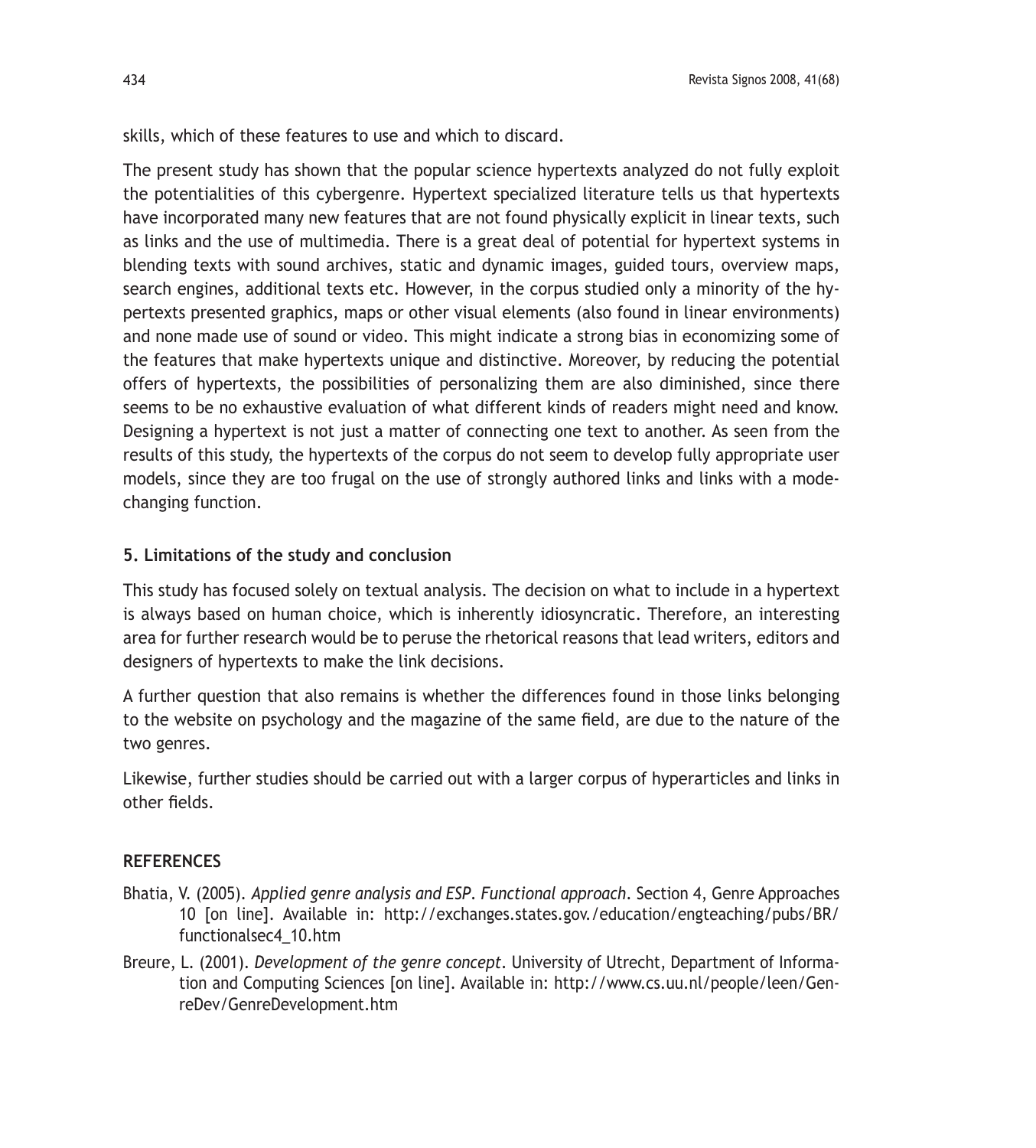skills, which of these features to use and which to discard.

The present study has shown that the popular science hypertexts analyzed do not fully exploit the potentialities of this cybergenre. Hypertext specialized literature tells us that hypertexts have incorporated many new features that are not found physically explicit in linear texts, such as links and the use of multimedia. There is a great deal of potential for hypertext systems in blending texts with sound archives, static and dynamic images, guided tours, overview maps, search engines, additional texts etc. However, in the corpus studied only a minority of the hypertexts presented graphics, maps or other visual elements (also found in linear environments) and none made use of sound or video. This might indicate a strong bias in economizing some of the features that make hypertexts unique and distinctive. Moreover, by reducing the potential offers of hypertexts, the possibilities of personalizing them are also diminished, since there seems to be no exhaustive evaluation of what different kinds of readers might need and know. Designing a hypertext is not just a matter of connecting one text to another. As seen from the results of this study, the hypertexts of the corpus do not seem to develop fully appropriate user models, since they are too frugal on the use of strongly authored links and links with a mode-changing function.

## 5. Limitations of the study and conclusion

This study has focused solely on textual analysis. The decision on what to include in a hypertext is always based on human choice, which is inherently idiosyncratic. Therefore, an interesting area for further research would be to peruse the rhetorical reasons that lead writers, editors and designers of hypertexts to make the link decisions.

A further question that also remains is whether the differences found in those links belonging to the website on psychology and the magazine of the same field, are due to the nature of the two genres.

Likewise, further studies should be carried out with a larger corpus of hyperarticles and links in other fields.

## REFERENCES

Bhatia, V. (2005). *Applied genre analysis and ESP. Functional approach*. Section 4, Genre Approaches 10 [on line]. Available in: http://exchanges.states.gov./education/engteaching/pubs/BR/functionalsec4_10.htm

Breure, L. (2001). *Development of the genre concept*. University of Utrecht, Department of Information and Computing Sciences [on line]. Available in: http://www.cs.uu.nl/people/leen/GenreDev/GenreDevelopment.htm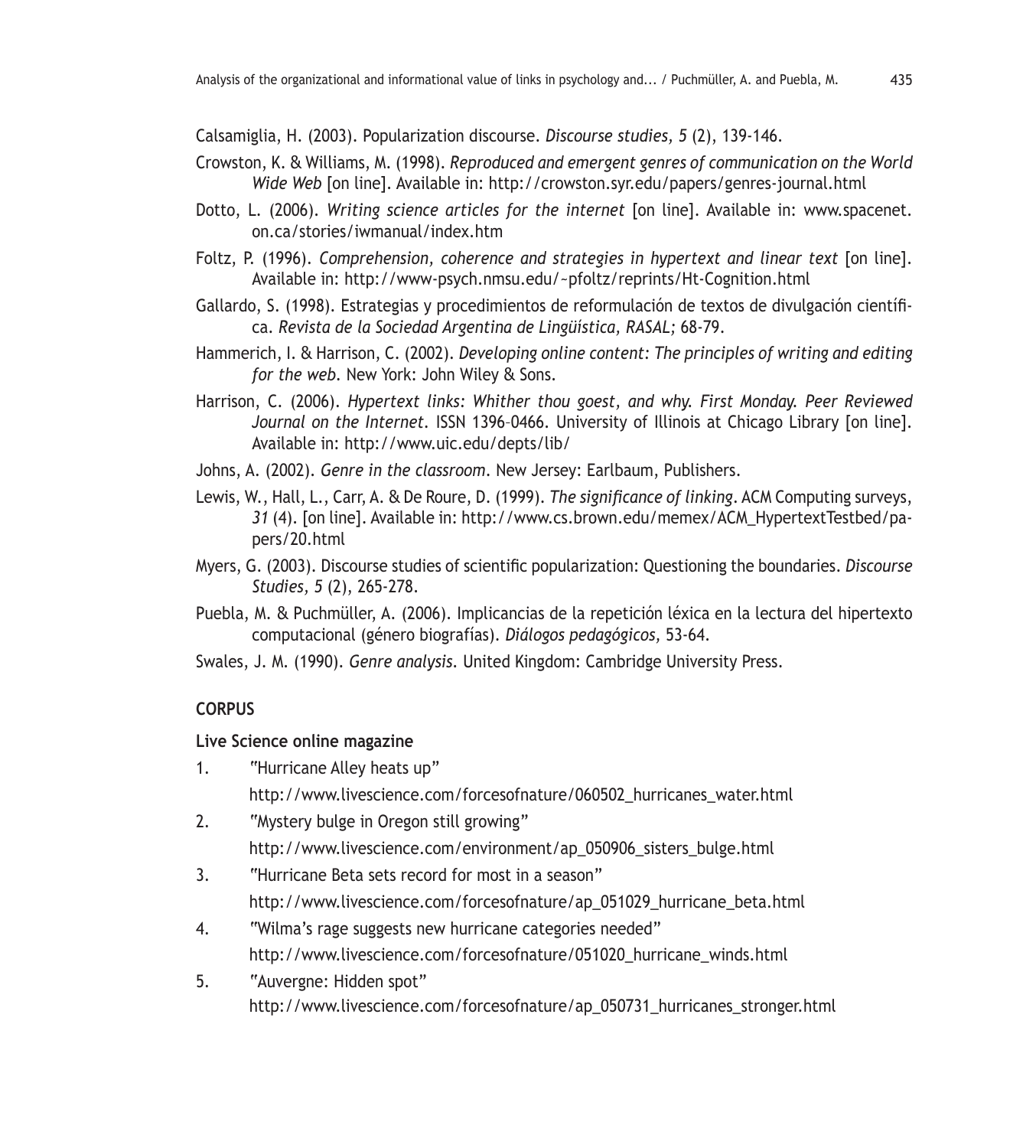Calsamiglia, H. (2003). Popularization discourse. *Discourse studies, 5* (2), 139-146.

Crowston, K. & Williams, M. (1998). *Reproduced and emergent genres of communication on the World Wide Web* [on line]. Available in: http://crowston.syr.edu/papers/genres-journal.html

Dotto, L. (2006). *Writing science articles for the internet* [on line]. Available in: www.spacenet.on.ca/stories/iwmanual/index.htm

Foltz, P. (1996). *Comprehension, coherence and strategies in hypertext and linear text* [on line]. Available in: http://www-psych.nmsu.edu/~pfoltz/reprints/Ht-Cognition.html

Gallardo, S. (1998). Estrategias y procedimientos de reformulación de textos de divulgación científica. *Revista de la Sociedad Argentina de Lingüística, RASAL;* 68-79.

Hammerich, I. & Harrison, C. (2002). *Developing online content: The principles of writing and editing for the web*. New York: John Wiley & Sons.

Harrison, C. (2006). *Hypertext links: Whither thou goest, and why. First Monday. Peer Reviewed Journal on the Internet*. ISSN 1396–0466. University of Illinois at Chicago Library [on line]. Available in: http://www.uic.edu/depts/lib/

Johns, A. (2002). *Genre in the classroom*. New Jersey: Earlbaum, Publishers.

Lewis, W., Hall, L., Carr, A. & De Roure, D. (1999). *The significance of linking*. ACM Computing surveys, *31* (4). [on line]. Available in: http://www.cs.brown.edu/memex/ACM_HypertextTestbed/papers/20.html

Myers, G. (2003). Discourse studies of scientific popularization: Questioning the boundaries. *Discourse Studies, 5* (2), 265-278.

Puebla, M. & Puchmüller, A. (2006). Implicancias de la repetición léxica en la lectura del hipertexto computacional (género biografías). *Diálogos pedagógicos,* 53-64.

Swales, J. M. (1990). *Genre analysis*. United Kingdom: Cambridge University Press.

## CORPUS

### Live Science online magazine

1. "Hurricane Alley heats up"
   http://www.livescience.com/forcesofnature/060502_hurricanes_water.html
2. "Mystery bulge in Oregon still growing"
   http://www.livescience.com/environment/ap_050906_sisters_bulge.html
3. "Hurricane Beta sets record for most in a season"
   http://www.livescience.com/forcesofnature/ap_051029_hurricane_beta.html
4. "Wilma's rage suggests new hurricane categories needed"
   http://www.livescience.com/forcesofnature/051020_hurricane_winds.html
5. "Auvergne: Hidden spot"
   http://www.livescience.com/forcesofnature/ap_050731_hurricanes_stronger.html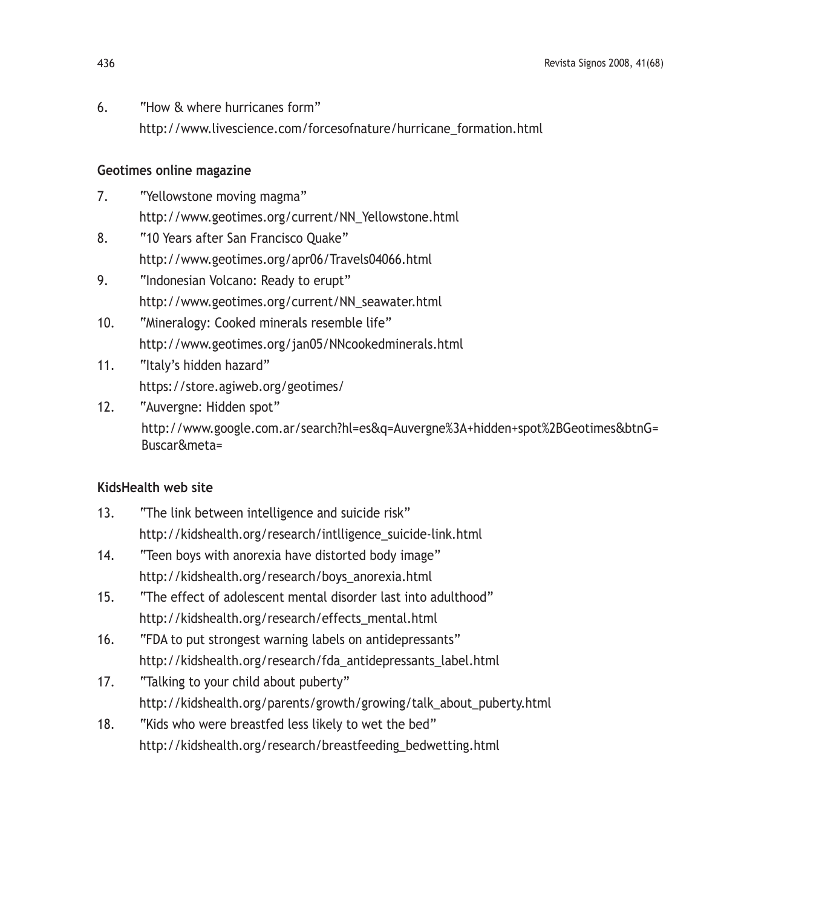6. "How & where hurricanes form"
   http://www.livescience.com/forcesofnature/hurricane_formation.html

**Geotimes online magazine**

7. "Yellowstone moving magma"
   http://www.geotimes.org/current/NN_Yellowstone.html
8. "10 Years after San Francisco Quake"
   http://www.geotimes.org/apr06/Travels04066.html
9. "Indonesian Volcano: Ready to erupt"
   http://www.geotimes.org/current/NN_seawater.html
10. "Mineralogy: Cooked minerals resemble life"
    http://www.geotimes.org/jan05/NNcookedminerals.html
11. "Italy's hidden hazard"
    https://store.agiweb.org/geotimes/
12. "Auvergne: Hidden spot"
    http://www.google.com.ar/search?hl=es&q=Auvergne%3A+hidden+spot%2BGeotimes&btnG=Buscar&meta=

**KidsHealth web site**

13. "The link between intelligence and suicide risk"
    http://kidshealth.org/research/intlligence_suicide-link.html
14. "Teen boys with anorexia have distorted body image"
    http://kidshealth.org/research/boys_anorexia.html
15. "The effect of adolescent mental disorder last into adulthood"
    http://kidshealth.org/research/effects_mental.html
16. "FDA to put strongest warning labels on antidepressants"
    http://kidshealth.org/research/fda_antidepressants_label.html
17. "Talking to your child about puberty"
    http://kidshealth.org/parents/growth/growing/talk_about_puberty.html
18. "Kids who were breastfed less likely to wet the bed"
    http://kidshealth.org/research/breastfeeding_bedwetting.html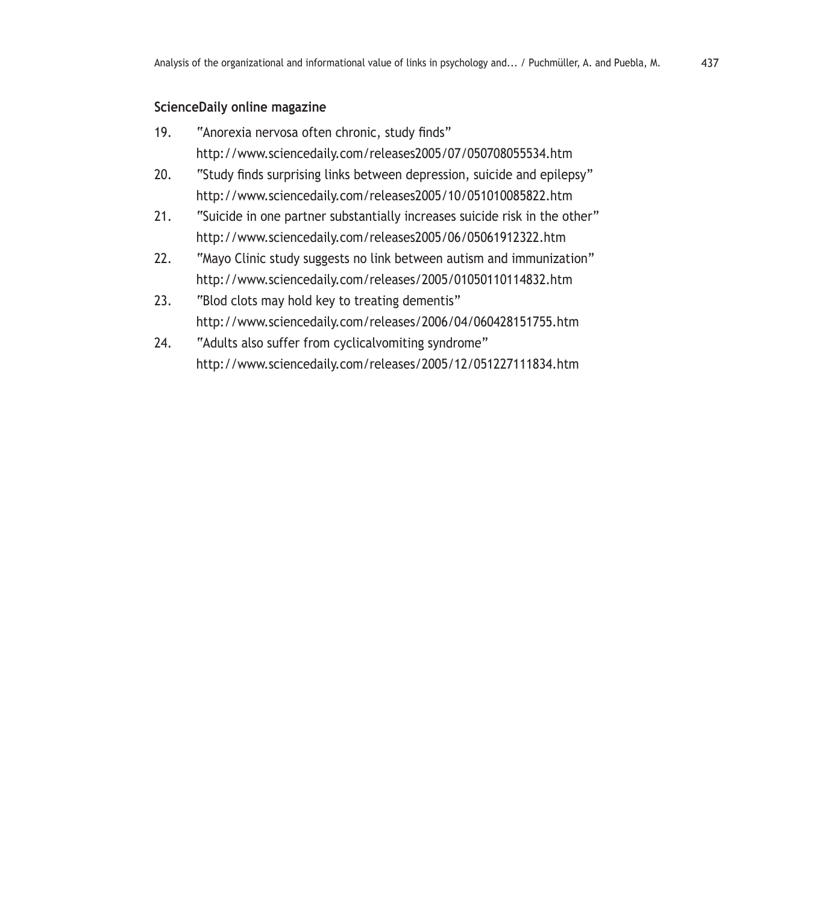**ScienceDaily online magazine**

19. "Anorexia nervosa often chronic, study finds"
    http://www.sciencedaily.com/releases2005/07/050708055534.htm
20. "Study finds surprising links between depression, suicide and epilepsy"
    http://www.sciencedaily.com/releases2005/10/051010085822.htm
21. "Suicide in one partner substantially increases suicide risk in the other"
    http://www.sciencedaily.com/releases2005/06/05061912322.htm
22. "Mayo Clinic study suggests no link between autism and immunization"
    http://www.sciencedaily.com/releases/2005/01050110114832.htm
23. "Blod clots may hold key to treating dementis"
    http://www.sciencedaily.com/releases/2006/04/060428151755.htm
24. "Adults also suffer from cyclicalvomiting syndrome"
    http://www.sciencedaily.com/releases/2005/12/051227111834.htm